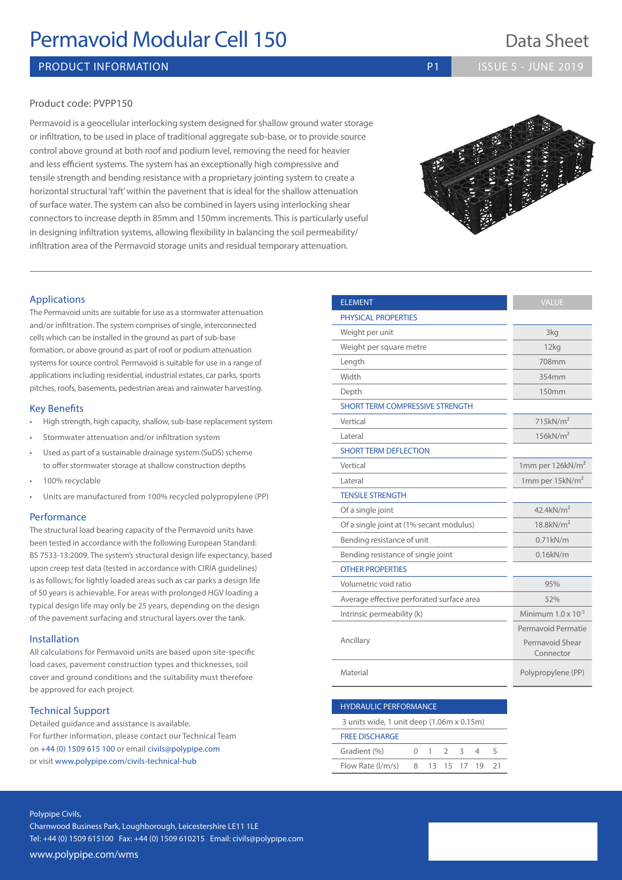# Permavoid Modular Cell 150

Data Sheet

## PRODUCT INFORMATION

Product code: PVPP150

Permavoid is a geocellular interlocking system designed for shallow ground water storage or infiltration, to be used in place of traditional aggregate sub-base, or to provide source control above ground at both roof and podium level, removing the need for heavier and less efficient systems. The system has an exceptionally high compressive and tensile strength and bending resistance with a proprietary jointing system to create a horizontal structural 'raft' within the pavement that is ideal for the shallow attenuation of surface water. The system can also be combined in layers using interlocking shear connectors to increase depth in 85mm and 150mm increments. This is particularly useful in designing infiltration systems, allowing flexibility in balancing the soil permeability/ infiltration area of the Permavoid storage units and residual temporary attenuation.

### Applications

The Permavoid units are suitable for use as a stormwater attenuation and/or infiltration. The system comprises of single, interconnected cells which can be installed in the ground as part of sub-base formation, or above ground as part of roof or podium attenuation systems for source control. Permavoid is suitable for use in a range of applications including residential, industrial estates, car parks, sports pitches, roofs, basements, pedestrian areas and rainwater harvesting.

### Key Benefits

- High strength, high capacity, shallow, sub-base replacement system
- Stormwater attenuation and/or infiltration system
- Used as part of a sustainable drainage system (SuDS) scheme to offer stormwater storage at shallow construction depths
- 100% recyclable
- Units are manufactured from 100% recycled polypropylene (PP)

### Performance

The structural load bearing capacity of the Permavoid units have been tested in accordance with the following European Standard: BS 7533-13:2009. The system's structural design life expectancy, based upon creep test data (tested in accordance with CIRIA guidelines) is as follows; for lightly loaded areas such as car parks a design life of 50 years is achievable. For areas with prolonged HGV loading a typical design life may only be 25 years, depending on the design of the pavement surfacing and structural layers over the tank.

### Installation

All calculations for Permavoid units are based upon site-specific load cases, pavement construction types and thicknesses, soil cover and ground conditions and the suitability must therefore be approved for each project.

### Technical Support

Detailed guidance and assistance is available.
For further information, please contact our Technical Team on +44 (0) 1509 615 100 or email civils@polypipe.com or visit www.polypipe.com/civils-technical-hub

| ELEMENT | VALUE |
|---|---|
| **PHYSICAL PROPERTIES** | |
| Weight per unit | 3kg |
| Weight per square metre | 12kg |
| Length | 708mm |
| Width | 354mm |
| Depth | 150mm |
| **SHORT TERM COMPRESSIVE STRENGTH** | |
| Vertical | 715kN/m² |
| Lateral | 156kN/m² |
| **SHORT TERM DEFLECTION** | |
| Vertical | 1mm per 126kN/m² |
| Lateral | 1mm per 15kN/m² |
| **TENSILE STRENGTH** | |
| Of a single joint | 42.4kN/m² |
| Of a single joint at (1% secant modulus) | 18.8kN/m² |
| Bending resistance of unit | 0.71kN/m |
| Bending resistance of single joint | 0.16kN/m |
| **OTHER PROPERTIES** | |
| Volumetric void ratio | 95% |
| Average effective perforated surface area | 52% |
| Intrinsic permeability (k) | Minimum $1.0 \times 10^{-5}$ |
| Ancillary | Permavoid Permatie<br>Permavoid Shear Connector |
| Material | Polypropylene (PP) |

| HYDRAULIC PERFORMANCE | | | | | | |
|---|---|---|---|---|---|---|
| 3 units wide, 1 unit deep (1.06m x 0.15m) | | | | | | |
| **FREE DISCHARGE** | | | | | | |
| Gradient (%) | 0 | 1 | 2 | 3 | 4 | 5 |
| Flow Rate (l/m/s) | 8 | 13 | 15 | 17 | 19 | 21 |

Polypipe Civils,
Charnwood Business Park, Loughborough, Leicestershire LE11 1LE
Tel: +44 (0) 1509 615100 Fax: +44 (0) 1509 610215 Email: civils@polypipe.com
www.polypipe.com/wms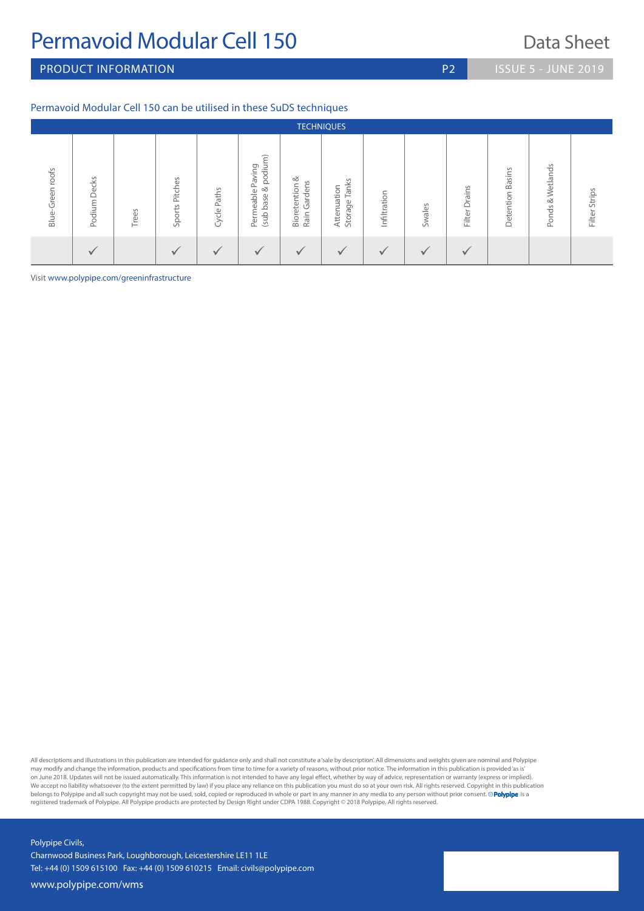## Permavoid Modular Cell 150 can be utilised in these SuDS techniques

| TECHNIQUES | | | | | | | | | | | | | |
|---|---|---|---|---|---|---|---|---|---|---|---|---|---|
| Blue-Green roofs | Podium Decks | Trees | Sports Pitches | Cycle Paths | Permeable Paving (sub base & podium) | Bioretention & Rain Gardens | Attenuation Storage Tanks | Infiltration | Swales | Filter Drains | Detention Basins | Ponds & Wetlands | Filter Strips |
| | ✓ | | ✓ | ✓ | ✓ | ✓ | ✓ | ✓ | ✓ | ✓ | | | |

Visit www.polypipe.com/greeninfrastructure

All descriptions and illustrations in this publication are intended for guidance only and shall not constitute a 'sale by description'. All dimensions and weights given are nominal and Polypipe may modify and change the information, products and specifications from time to time for a variety of reasons, without prior notice. The information in this publication is provided 'as is' on June 2018. Updates will not be issued automatically. This information is not intended to have any legal effect, whether by way of advice, representation or warranty (express or implied). We accept no liability whatsoever (to the extent permitted by law) if you place any reliance on this publication you must do so at your own risk. All rights reserved. Copyright in this publication belongs to Polypipe and all such copyright may not be used, sold, copied or reproduced in whole or part in any manner in any media to any person without prior consent. Polypipe is a registered trademark of Polypipe. All Polypipe products are protected by Design Right under CDPA 1988. Copyright © 2018 Polypipe. All rights reserved.

Polypipe Civils,
Charnwood Business Park, Loughborough, Leicestershire LE11 1LE
Tel: +44 (0) 1509 615100 Fax: +44 (0) 1509 610215 Email: civils@polypipe.com

www.polypipe.com/wms